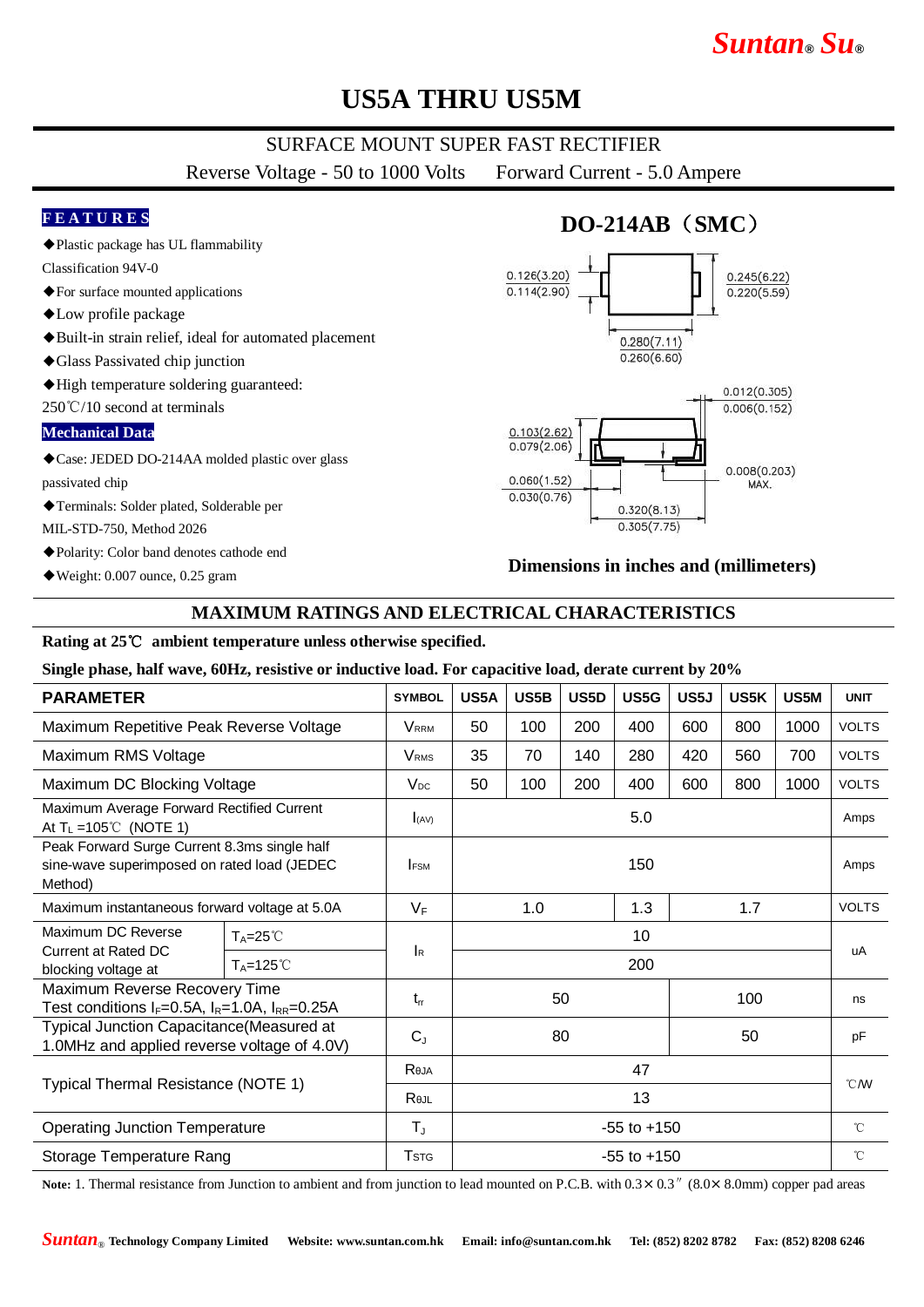# US5A THRU US5M

## SURFACE MOUNT SUPER FAST RECTIFIER

Reverse Voltage - 50 to 1000 Volts    Forward Current - 5.0 Ampere

### FEATURES

- ◆Plastic package has UL flammability Classification 94V-0
- ◆For surface mounted applications
- ◆Low profile package
- ◆Built-in strain relief, ideal for automated placement
- ◆Glass Passivated chip junction
- ◆High temperature soldering guaranteed: 250℃/10 second at terminals

### Mechanical Data

- ◆Case: JEDED DO-214AA molded plastic over glass passivated chip
- ◆Terminals: Solder plated, Solderable per MIL-STD-750, Method 2026
- ◆Polarity: Color band denotes cathode end
- ◆Weight: 0.007 ounce, 0.25 gram

### DO-214AB（SMC）

0.126(3.20) / 0.114(2.90)
0.245(6.22) / 0.220(5.59)
0.280(7.11) / 0.260(6.60)
0.012(0.305) / 0.006(0.152)
0.103(2.62) / 0.079(2.06)
0.060(1.52) / 0.030(0.76)
0.008(0.203) MAX.
0.320(8.13) / 0.305(7.75)

**Dimensions in inches and (millimeters)**

## MAXIMUM RATINGS AND ELECTRICAL CHARACTERISTICS

**Rating at 25℃ ambient temperature unless otherwise specified.**

**Single phase, half wave, 60Hz, resistive or inductive load. For capacitive load, derate current by 20%**

| PARAMETER | | SYMBOL | US5A | US5B | US5D | US5G | US5J | US5K | US5M | UNIT |
|---|---|---|---|---|---|---|---|---|---|---|
| Maximum Repetitive Peak Reverse Voltage | | $V_{RRM}$ | 50 | 100 | 200 | 400 | 600 | 800 | 1000 | VOLTS |
| Maximum RMS Voltage | | $V_{RMS}$ | 35 | 70 | 140 | 280 | 420 | 560 | 700 | VOLTS |
| Maximum DC Blocking Voltage | | $V_{DC}$ | 50 | 100 | 200 | 400 | 600 | 800 | 1000 | VOLTS |
| Maximum Average Forward Rectified Current At $T_L$ =105℃ (NOTE 1) | | $I_{(AV)}$ | 5.0 | | | | | | | Amps |
| Peak Forward Surge Current 8.3ms single half sine-wave superimposed on rated load (JEDEC Method) | | $I_{FSM}$ | 150 | | | | | | | Amps |
| Maximum instantaneous forward voltage at 5.0A | | $V_F$ | 1.0 | | | 1.3 | 1.7 | | | VOLTS |
| Maximum DC Reverse Current at Rated DC blocking voltage at | $T_A$=25℃ | $I_R$ | 10 | | | | | | | uA |
| | $T_A$=125℃ | | 200 | | | | | | | |
| Maximum Reverse Recovery Time Test conditions $I_F$=0.5A, $I_R$=1.0A, $I_{RR}$=0.25A | | $t_{rr}$ | 50 | | | | 100 | | | ns |
| Typical Junction Capacitance(Measured at 1.0MHz and applied reverse voltage of 4.0V) | | $C_J$ | 80 | | | | 50 | | | pF |
| Typical Thermal Resistance (NOTE 1) | | $R_{\theta JA}$ | 47 | | | | | | | ℃/W |
| | | $R_{\theta JL}$ | 13 | | | | | | | |
| Operating Junction Temperature | | $T_J$ | -55 to +150 | | | | | | | ℃ |
| Storage Temperature Rang | | $T_{STG}$ | -55 to +150 | | | | | | | ℃ |

**Note:** 1. Thermal resistance from Junction to ambient and from junction to lead mounted on P.C.B. with 0.3× 0.3" (8.0× 8.0mm) copper pad areas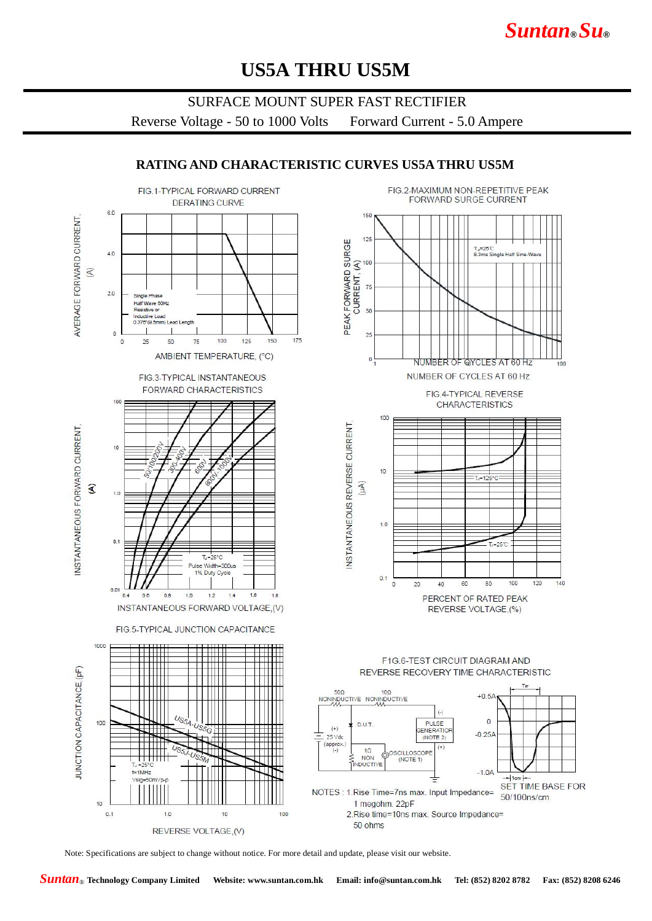# US5A THRU US5M

SURFACE MOUNT SUPER FAST RECTIFIER

Reverse Voltage - 50 to 1000 Volts     Forward Current - 5.0 Ampere

## RATING AND CHARACTERISTIC CURVES US5A THRU US5M

FIG.1-TYPICAL FORWARD CURRENT DERATING CURVE

AVERAGE FORWARD CURRENT, (A)

6.0
4.0
2.0
0

0 25 50 75 100 125 150 175

Single Phase
Half Wave 60Hz
Resistive or
Inductive Load
0.375"(9.5mm) Lead Length

AMBIENT TEMPERATURE, (°C)

FIG.2-MAXIMUM NON-REPETITIVE PEAK FORWARD SURGE CURRENT

PEAK FORWARD SURGE CURRENT, (A)

150
125
100
75
50
25
0

$T_J$=25°C
8.3ms Single Half Sine-Wave

1 10 100

NUMBER OF CYCLES AT 60 Hz

FIG.3-TYPICAL INSTANTANEOUS FORWARD CHARACTERISTICS

INSTANTANEOUS FORWARD CURRENT, (A)

100
10
1.0
0.1
0.01

50/100/200V
300-400V
600V
800V-1000V

$T_J$=25°C
Pulse Width=300us
1% Duty Cycle

0.4 0.6 0.8 1.0 1.2 1.4 1.6 1.8

INSTANTANEOUS FORWARD VOLTAGE,(V)

FIG.4-TYPICAL REVERSE CHARACTERISTICS

INSTANTANEOUS REVERSE CURRENT, (μA)

100
10
1.0
0.1

$T_J$=125°C
$T_J$=25°C

0 20 40 60 80 100 120 140

PERCENT OF RATED PEAK REVERSE VOLTAGE,(%)

FIG.5-TYPICAL JUNCTION CAPACITANCE

JUNCTION CAPACITANCE,(pF)

1000
100
10

US5A-US5G
US5J-US5M

$T_J$=25°C
f=1MHz
Vsig=50mVp-p

0.1 1.0 10 100

REVERSE VOLTAGE,(V)

FIG.6-TEST CIRCUIT DIAGRAM AND REVERSE RECOVERY TIME CHARACTERISTIC

50Ω NONINDUCTIVE
10Ω NONINDUCTIVE
D.U.T.
(+) 25 Vdc (approx.) (-)
1Ω NON INDUCTIVE
PULSE GENERATOR (NOTE 2)
OSCILLOSCOPE (NOTE 1)
(-) (+)

Trr
+0.5A
0
-0.25A
-1.0A
1cm

SET TIME BASE FOR 50/100ns/cm

NOTES : 1.Rise Time=7ns max. Input Impedance= 1 megohm. 22pF
2.Rise time=10ns max. Source Impedance= 50 ohms

Note: Specifications are subject to change without notice. For more detail and update, please visit our website.

**Suntan® Technology Company Limited    Website: www.suntan.com.hk    Email: info@suntan.com.hk    Tel: (852) 8202 8782    Fax: (852) 8208 6246**